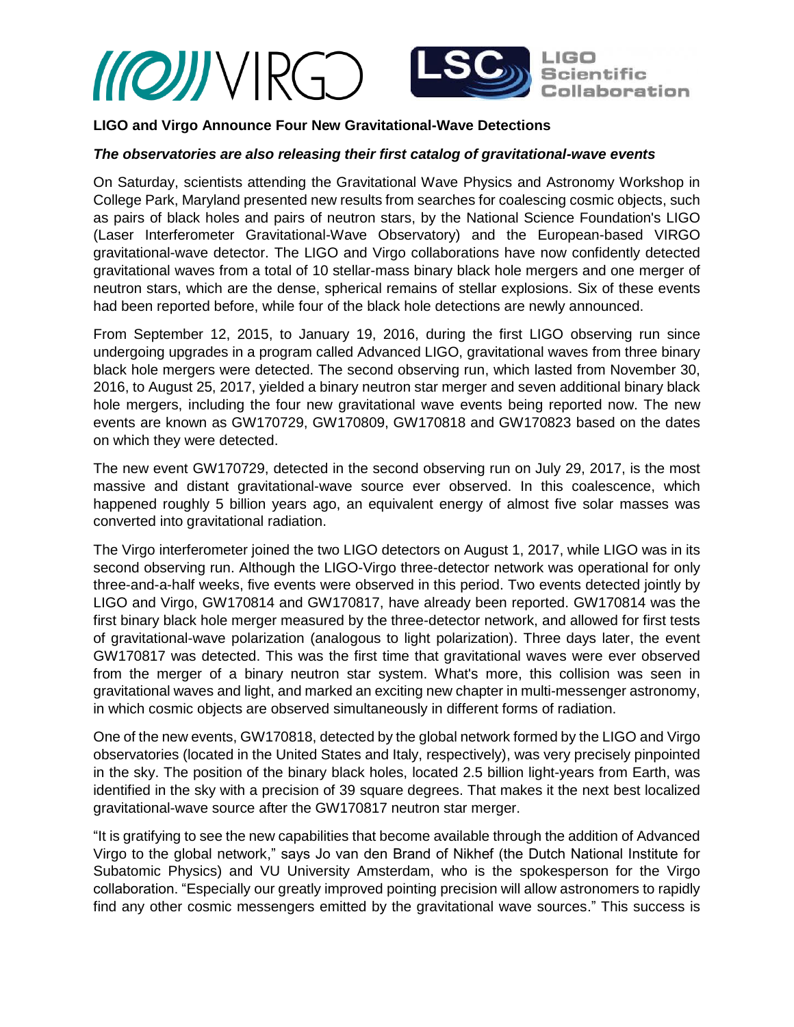**LIGO and Virgo Announce Four New Gravitational-Wave Detections**

***The observatories are also releasing their first catalog of gravitational-wave events***

On Saturday, scientists attending the Gravitational Wave Physics and Astronomy Workshop in College Park, Maryland presented new results from searches for coalescing cosmic objects, such as pairs of black holes and pairs of neutron stars, by the National Science Foundation's LIGO (Laser Interferometer Gravitational-Wave Observatory) and the European-based VIRGO gravitational-wave detector. The LIGO and Virgo collaborations have now confidently detected gravitational waves from a total of 10 stellar-mass binary black hole mergers and one merger of neutron stars, which are the dense, spherical remains of stellar explosions. Six of these events had been reported before, while four of the black hole detections are newly announced.

From September 12, 2015, to January 19, 2016, during the first LIGO observing run since undergoing upgrades in a program called Advanced LIGO, gravitational waves from three binary black hole mergers were detected. The second observing run, which lasted from November 30, 2016, to August 25, 2017, yielded a binary neutron star merger and seven additional binary black hole mergers, including the four new gravitational wave events being reported now. The new events are known as GW170729, GW170809, GW170818 and GW170823 based on the dates on which they were detected.

The new event GW170729, detected in the second observing run on July 29, 2017, is the most massive and distant gravitational-wave source ever observed. In this coalescence, which happened roughly 5 billion years ago, an equivalent energy of almost five solar masses was converted into gravitational radiation.

The Virgo interferometer joined the two LIGO detectors on August 1, 2017, while LIGO was in its second observing run. Although the LIGO-Virgo three-detector network was operational for only three-and-a-half weeks, five events were observed in this period. Two events detected jointly by LIGO and Virgo, GW170814 and GW170817, have already been reported. GW170814 was the first binary black hole merger measured by the three-detector network, and allowed for first tests of gravitational-wave polarization (analogous to light polarization). Three days later, the event GW170817 was detected. This was the first time that gravitational waves were ever observed from the merger of a binary neutron star system. What's more, this collision was seen in gravitational waves and light, and marked an exciting new chapter in multi-messenger astronomy, in which cosmic objects are observed simultaneously in different forms of radiation.

One of the new events, GW170818, detected by the global network formed by the LIGO and Virgo observatories (located in the United States and Italy, respectively), was very precisely pinpointed in the sky. The position of the binary black holes, located 2.5 billion light-years from Earth, was identified in the sky with a precision of 39 square degrees. That makes it the next best localized gravitational-wave source after the GW170817 neutron star merger.

"It is gratifying to see the new capabilities that become available through the addition of Advanced Virgo to the global network," says Jo van den Brand of Nikhef (the Dutch National Institute for Subatomic Physics) and VU University Amsterdam, who is the spokesperson for the Virgo collaboration. "Especially our greatly improved pointing precision will allow astronomers to rapidly find any other cosmic messengers emitted by the gravitational wave sources." This success is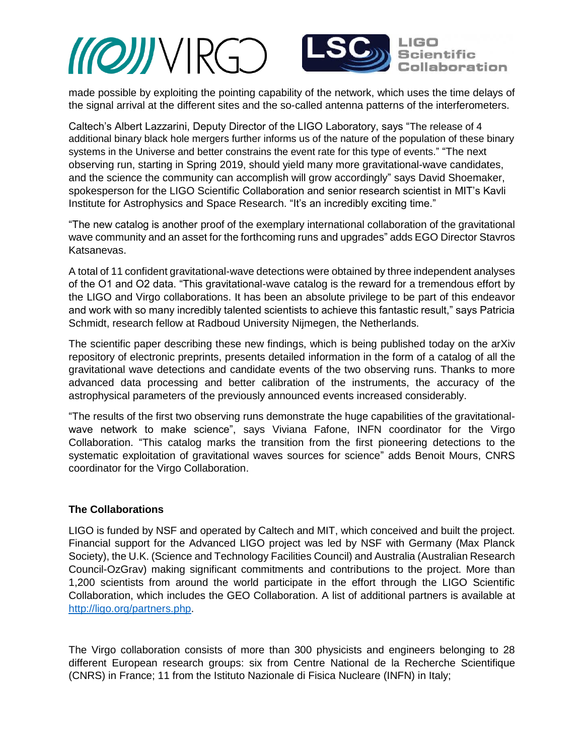made possible by exploiting the pointing capability of the network, which uses the time delays of the signal arrival at the different sites and the so-called antenna patterns of the interferometers.

Caltech's Albert Lazzarini, Deputy Director of the LIGO Laboratory, says "The release of 4 additional binary black hole mergers further informs us of the nature of the population of these binary systems in the Universe and better constrains the event rate for this type of events." "The next observing run, starting in Spring 2019, should yield many more gravitational-wave candidates, and the science the community can accomplish will grow accordingly" says David Shoemaker, spokesperson for the LIGO Scientific Collaboration and senior research scientist in MIT's Kavli Institute for Astrophysics and Space Research. "It's an incredibly exciting time."

"The new catalog is another proof of the exemplary international collaboration of the gravitational wave community and an asset for the forthcoming runs and upgrades" adds EGO Director Stavros Katsanevas.

A total of 11 confident gravitational-wave detections were obtained by three independent analyses of the O1 and O2 data. "This gravitational-wave catalog is the reward for a tremendous effort by the LIGO and Virgo collaborations. It has been an absolute privilege to be part of this endeavor and work with so many incredibly talented scientists to achieve this fantastic result," says Patricia Schmidt, research fellow at Radboud University Nijmegen, the Netherlands.

The scientific paper describing these new findings, which is being published today on the arXiv repository of electronic preprints, presents detailed information in the form of a catalog of all the gravitational wave detections and candidate events of the two observing runs. Thanks to more advanced data processing and better calibration of the instruments, the accuracy of the astrophysical parameters of the previously announced events increased considerably.

"The results of the first two observing runs demonstrate the huge capabilities of the gravitational-wave network to make science", says Viviana Fafone, INFN coordinator for the Virgo Collaboration. "This catalog marks the transition from the first pioneering detections to the systematic exploitation of gravitational waves sources for science" adds Benoit Mours, CNRS coordinator for the Virgo Collaboration.

**The Collaborations**

LIGO is funded by NSF and operated by Caltech and MIT, which conceived and built the project. Financial support for the Advanced LIGO project was led by NSF with Germany (Max Planck Society), the U.K. (Science and Technology Facilities Council) and Australia (Australian Research Council-OzGrav) making significant commitments and contributions to the project. More than 1,200 scientists from around the world participate in the effort through the LIGO Scientific Collaboration, which includes the GEO Collaboration. A list of additional partners is available at http://ligo.org/partners.php.

The Virgo collaboration consists of more than 300 physicists and engineers belonging to 28 different European research groups: six from Centre National de la Recherche Scientifique (CNRS) in France; 11 from the Istituto Nazionale di Fisica Nucleare (INFN) in Italy;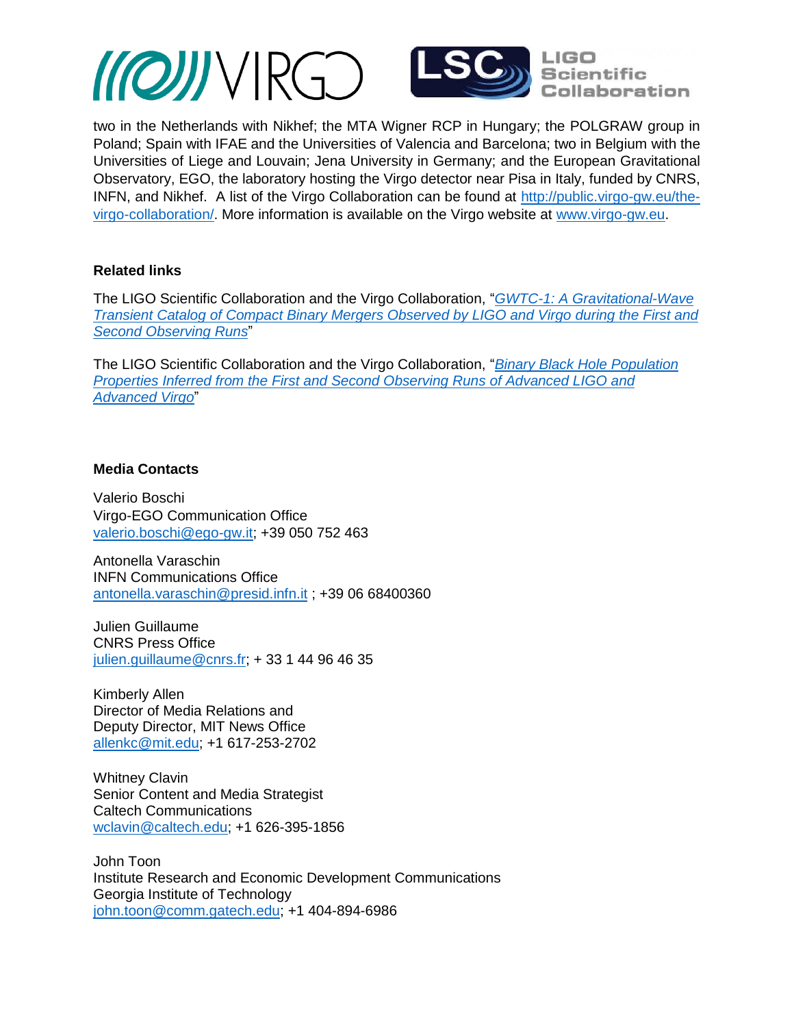two in the Netherlands with Nikhef; the MTA Wigner RCP in Hungary; the POLGRAW group in Poland; Spain with IFAE and the Universities of Valencia and Barcelona; two in Belgium with the Universities of Liege and Louvain; Jena University in Germany; and the European Gravitational Observatory, EGO, the laboratory hosting the Virgo detector near Pisa in Italy, funded by CNRS, INFN, and Nikhef. A list of the Virgo Collaboration can be found at http://public.virgo-gw.eu/the-virgo-collaboration/. More information is available on the Virgo website at www.virgo-gw.eu.

**Related links**

The LIGO Scientific Collaboration and the Virgo Collaboration, "*GWTC-1: A Gravitational-Wave Transient Catalog of Compact Binary Mergers Observed by LIGO and Virgo during the First and Second Observing Runs*"

The LIGO Scientific Collaboration and the Virgo Collaboration, "*Binary Black Hole Population Properties Inferred from the First and Second Observing Runs of Advanced LIGO and Advanced Virgo*"

**Media Contacts**

Valerio Boschi  
Virgo-EGO Communication Office  
valerio.boschi@ego-gw.it; +39 050 752 463

Antonella Varaschin  
INFN Communications Office  
antonella.varaschin@presid.infn.it ; +39 06 68400360

Julien Guillaume  
CNRS Press Office  
julien.guillaume@cnrs.fr; + 33 1 44 96 46 35

Kimberly Allen  
Director of Media Relations and  
Deputy Director, MIT News Office  
allenkc@mit.edu; +1 617-253-2702

Whitney Clavin  
Senior Content and Media Strategist  
Caltech Communications  
wclavin@caltech.edu; +1 626-395-1856

John Toon  
Institute Research and Economic Development Communications  
Georgia Institute of Technology  
john.toon@comm.gatech.edu; +1 404-894-6986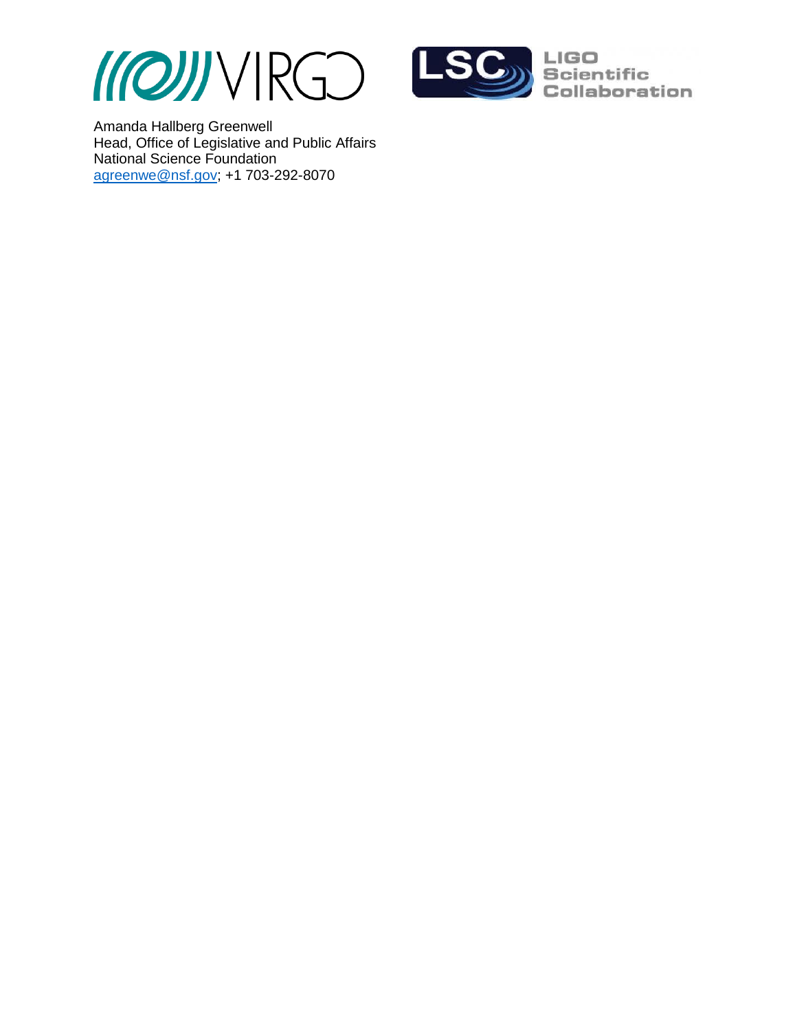Amanda Hallberg Greenwell
Head, Office of Legislative and Public Affairs
National Science Foundation
agreenwe@nsf.gov; +1 703-292-8070